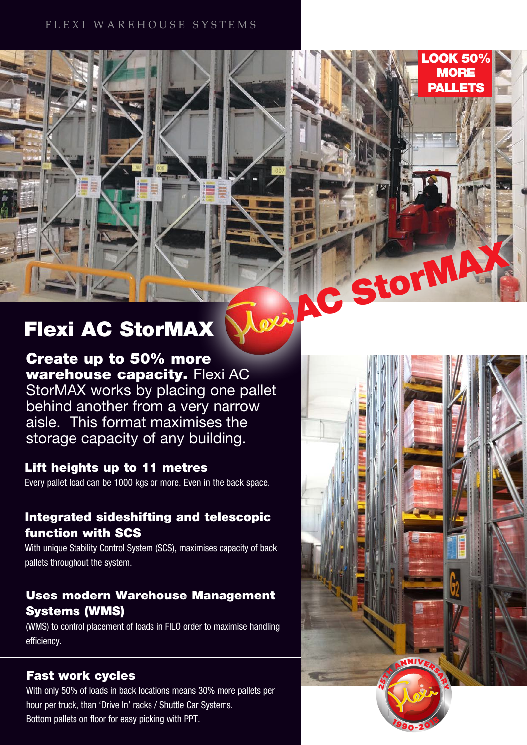FLEXI WAREHOUSE SYSTEMS

LOOK 50% MORE PALLETS

AC StorMAX

# Flexi AC StorMAX

**Create up to 50% more warehouse capacity.** Flexi AC StorMAX works by placing one pallet behind another from a very narrow aisle. This format maximises the storage capacity of any building.

### Lift heights up to 11 metres

Every pallet load can be 1000 kgs or more. Even in the back space.

### Integrated sideshifting and telescopic function with SCS

With unique Stability Control System (SCS), maximises capacity of back pallets throughout the system.

### Uses modern Warehouse Management Systems (WMS)

(WMS) to control placement of loads in FILO order to maximise handling efficiency.

### Fast work cycles

With only 50% of loads in back locations means 30% more pallets per hour per truck, than 'Drive In' racks / Shuttle Car Systems.
Bottom pallets on floor for easy picking with PPT.

25TH ANNIVERSARY 1990-2015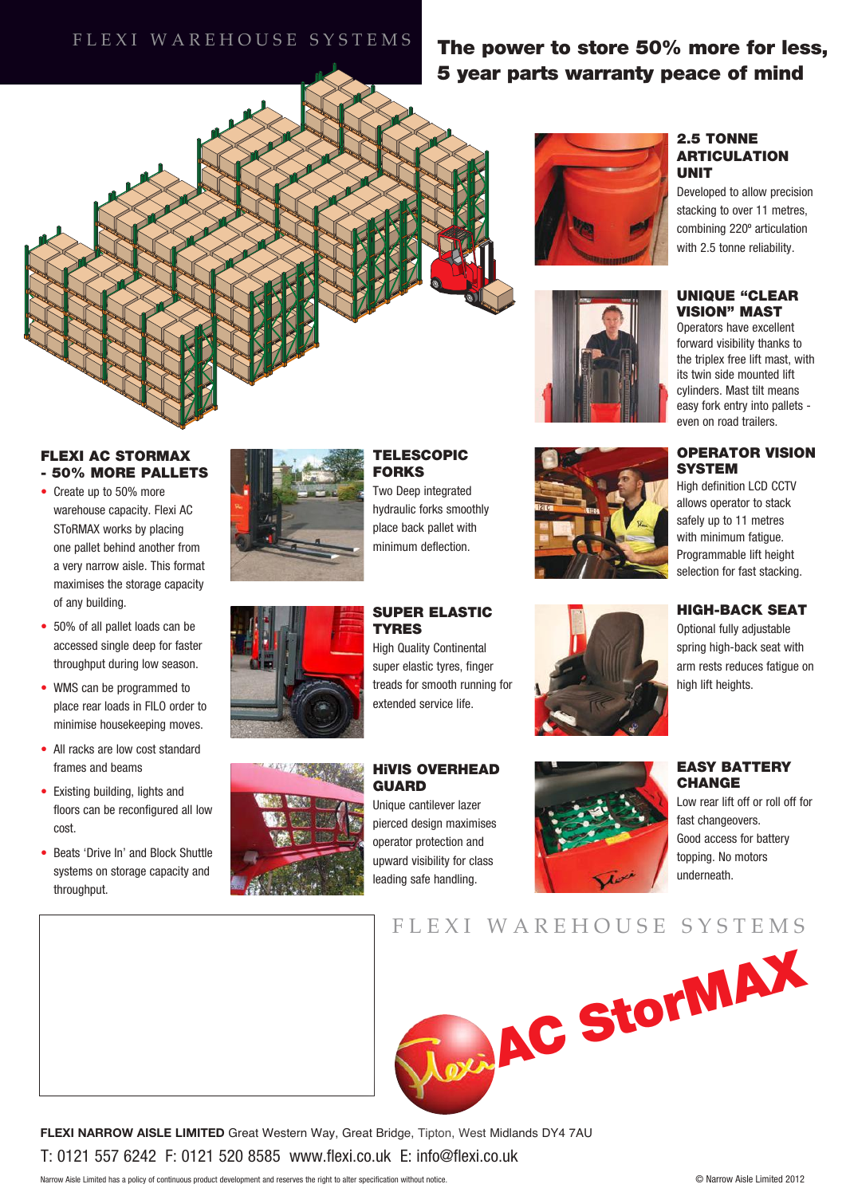FLEXI WAREHOUSE SYSTEMS

# The power to store 50% more for less, 5 year parts warranty peace of mind

## FLEXI AC STORMAX - 50% MORE PALLETS

- Create up to 50% more warehouse capacity. Flexi AC SToRMAX works by placing one pallet behind another from a very narrow aisle. This format maximises the storage capacity of any building.
- 50% of all pallet loads can be accessed single deep for faster throughput during low season.
- WMS can be programmed to place rear loads in FILO order to minimise housekeeping moves.
- All racks are low cost standard frames and beams
- Existing building, lights and floors can be reconfigured all low cost.
- Beats 'Drive In' and Block Shuttle systems on storage capacity and throughput.

## TELESCOPIC FORKS

Two Deep integrated hydraulic forks smoothly place back pallet with minimum deflection.

## SUPER ELASTIC TYRES

High Quality Continental super elastic tyres, finger treads for smooth running for extended service life.

## HiVIS OVERHEAD GUARD

Unique cantilever lazer pierced design maximises operator protection and upward visibility for class leading safe handling.

## 2.5 TONNE ARTICULATION UNIT

Developed to allow precision stacking to over 11 metres, combining 220º articulation with 2.5 tonne reliability.

## UNIQUE "CLEAR VISION" MAST

Operators have excellent forward visibility thanks to the triplex free lift mast, with its twin side mounted lift cylinders. Mast tilt means easy fork entry into pallets - even on road trailers.

## OPERATOR VISION SYSTEM

High definition LCD CCTV allows operator to stack safely up to 11 metres with minimum fatigue. Programmable lift height selection for fast stacking.

## HIGH-BACK SEAT

Optional fully adjustable spring high-back seat with arm rests reduces fatigue on high lift heights.

## EASY BATTERY CHANGE

Low rear lift off or roll off for fast changeovers. Good access for battery topping. No motors underneath.

FLEXI WAREHOUSE SYSTEMS

AC StorMAX

**FLEXI NARROW AISLE LIMITED** Great Western Way, Great Bridge, Tipton, West Midlands DY4 7AU

T: 0121 557 6242 F: 0121 520 8585 www.flexi.co.uk E: info@flexi.co.uk

Narrow Aisle Limited has a policy of continuous product development and reserves the right to alter specification without notice.

© Narrow Aisle Limited 2012